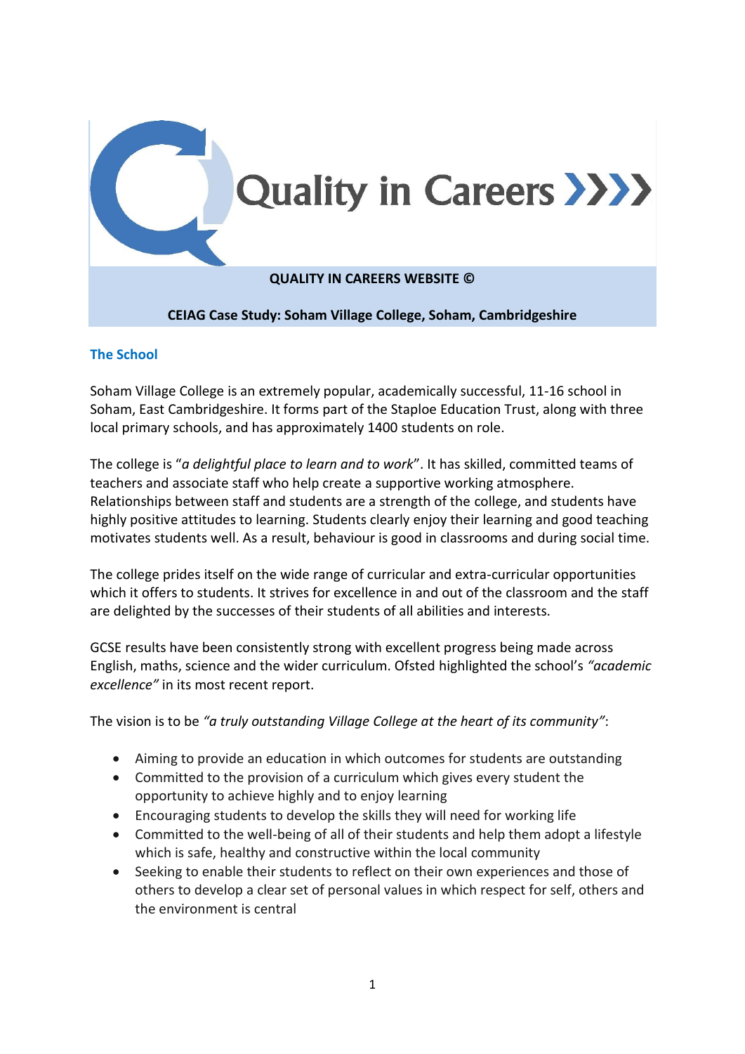# Quality in Careers

**QUALITY IN CAREERS WEBSITE ©**

**CEIAG Case Study: Soham Village College, Soham, Cambridgeshire**

## The School

Soham Village College is an extremely popular, academically successful, 11-16 school in Soham, East Cambridgeshire. It forms part of the Staploe Education Trust, along with three local primary schools, and has approximately 1400 students on role.

The college is "*a delightful place to learn and to work*". It has skilled, committed teams of teachers and associate staff who help create a supportive working atmosphere. Relationships between staff and students are a strength of the college, and students have highly positive attitudes to learning. Students clearly enjoy their learning and good teaching motivates students well. As a result, behaviour is good in classrooms and during social time.

The college prides itself on the wide range of curricular and extra-curricular opportunities which it offers to students. It strives for excellence in and out of the classroom and the staff are delighted by the successes of their students of all abilities and interests.

GCSE results have been consistently strong with excellent progress being made across English, maths, science and the wider curriculum. Ofsted highlighted the school's *"academic excellence"* in its most recent report.

The vision is to be *"a truly outstanding Village College at the heart of its community"*:

- Aiming to provide an education in which outcomes for students are outstanding
- Committed to the provision of a curriculum which gives every student the opportunity to achieve highly and to enjoy learning
- Encouraging students to develop the skills they will need for working life
- Committed to the well-being of all of their students and help them adopt a lifestyle which is safe, healthy and constructive within the local community
- Seeking to enable their students to reflect on their own experiences and those of others to develop a clear set of personal values in which respect for self, others and the environment is central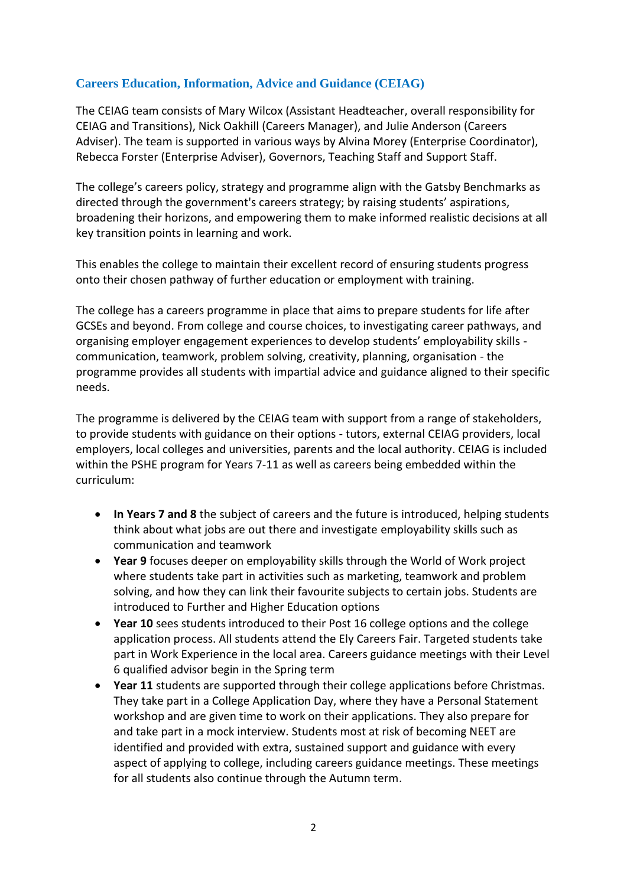## Careers Education, Information, Advice and Guidance (CEIAG)

The CEIAG team consists of Mary Wilcox (Assistant Headteacher, overall responsibility for CEIAG and Transitions), Nick Oakhill (Careers Manager), and Julie Anderson (Careers Adviser). The team is supported in various ways by Alvina Morey (Enterprise Coordinator), Rebecca Forster (Enterprise Adviser), Governors, Teaching Staff and Support Staff.

The college's careers policy, strategy and programme align with the Gatsby Benchmarks as directed through the government's careers strategy; by raising students' aspirations, broadening their horizons, and empowering them to make informed realistic decisions at all key transition points in learning and work.

This enables the college to maintain their excellent record of ensuring students progress onto their chosen pathway of further education or employment with training.

The college has a careers programme in place that aims to prepare students for life after GCSEs and beyond. From college and course choices, to investigating career pathways, and organising employer engagement experiences to develop students' employability skills - communication, teamwork, problem solving, creativity, planning, organisation - the programme provides all students with impartial advice and guidance aligned to their specific needs.

The programme is delivered by the CEIAG team with support from a range of stakeholders, to provide students with guidance on their options - tutors, external CEIAG providers, local employers, local colleges and universities, parents and the local authority. CEIAG is included within the PSHE program for Years 7-11 as well as careers being embedded within the curriculum:

- **In Years 7 and 8** the subject of careers and the future is introduced, helping students think about what jobs are out there and investigate employability skills such as communication and teamwork
- **Year 9** focuses deeper on employability skills through the World of Work project where students take part in activities such as marketing, teamwork and problem solving, and how they can link their favourite subjects to certain jobs. Students are introduced to Further and Higher Education options
- **Year 10** sees students introduced to their Post 16 college options and the college application process. All students attend the Ely Careers Fair. Targeted students take part in Work Experience in the local area. Careers guidance meetings with their Level 6 qualified advisor begin in the Spring term
- **Year 11** students are supported through their college applications before Christmas. They take part in a College Application Day, where they have a Personal Statement workshop and are given time to work on their applications. They also prepare for and take part in a mock interview. Students most at risk of becoming NEET are identified and provided with extra, sustained support and guidance with every aspect of applying to college, including careers guidance meetings. These meetings for all students also continue through the Autumn term.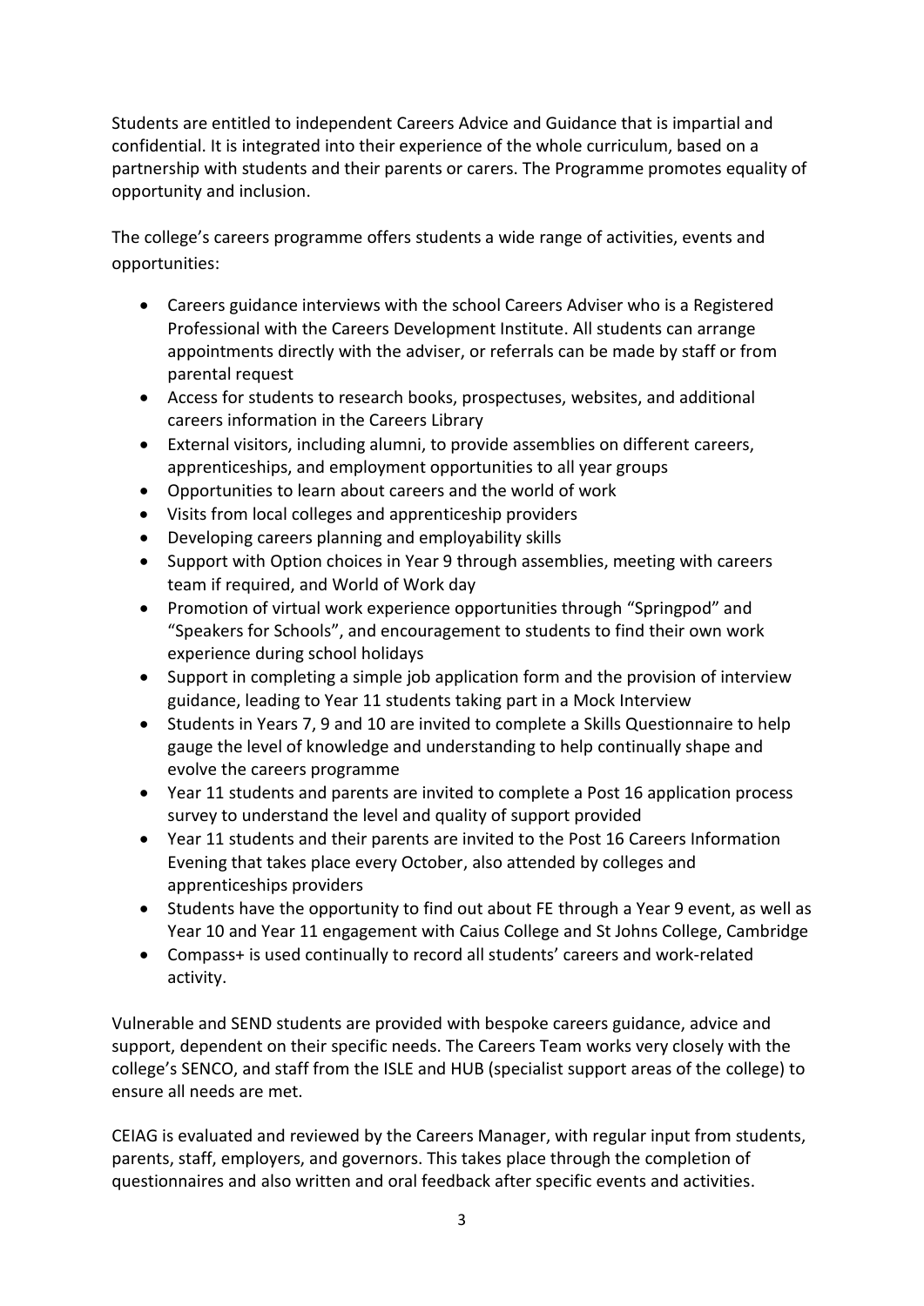Students are entitled to independent Careers Advice and Guidance that is impartial and confidential. It is integrated into their experience of the whole curriculum, based on a partnership with students and their parents or carers. The Programme promotes equality of opportunity and inclusion.

The college's careers programme offers students a wide range of activities, events and opportunities:

- Careers guidance interviews with the school Careers Adviser who is a Registered Professional with the Careers Development Institute. All students can arrange appointments directly with the adviser, or referrals can be made by staff or from parental request
- Access for students to research books, prospectuses, websites, and additional careers information in the Careers Library
- External visitors, including alumni, to provide assemblies on different careers, apprenticeships, and employment opportunities to all year groups
- Opportunities to learn about careers and the world of work
- Visits from local colleges and apprenticeship providers
- Developing careers planning and employability skills
- Support with Option choices in Year 9 through assemblies, meeting with careers team if required, and World of Work day
- Promotion of virtual work experience opportunities through "Springpod" and "Speakers for Schools", and encouragement to students to find their own work experience during school holidays
- Support in completing a simple job application form and the provision of interview guidance, leading to Year 11 students taking part in a Mock Interview
- Students in Years 7, 9 and 10 are invited to complete a Skills Questionnaire to help gauge the level of knowledge and understanding to help continually shape and evolve the careers programme
- Year 11 students and parents are invited to complete a Post 16 application process survey to understand the level and quality of support provided
- Year 11 students and their parents are invited to the Post 16 Careers Information Evening that takes place every October, also attended by colleges and apprenticeships providers
- Students have the opportunity to find out about FE through a Year 9 event, as well as Year 10 and Year 11 engagement with Caius College and St Johns College, Cambridge
- Compass+ is used continually to record all students' careers and work-related activity.

Vulnerable and SEND students are provided with bespoke careers guidance, advice and support, dependent on their specific needs. The Careers Team works very closely with the college's SENCO, and staff from the ISLE and HUB (specialist support areas of the college) to ensure all needs are met.

CEIAG is evaluated and reviewed by the Careers Manager, with regular input from students, parents, staff, employers, and governors. This takes place through the completion of questionnaires and also written and oral feedback after specific events and activities.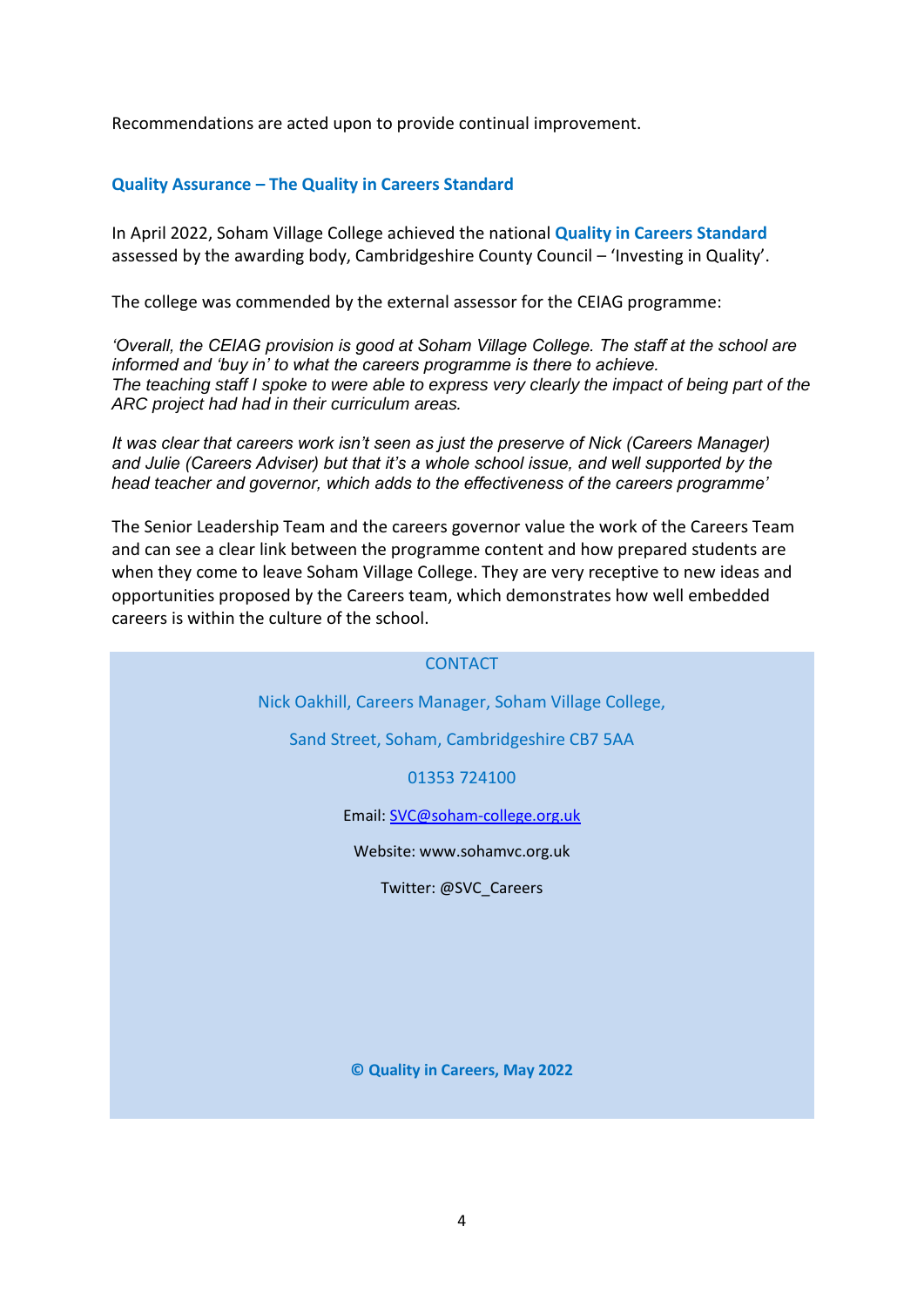Recommendations are acted upon to provide continual improvement.

## Quality Assurance – The Quality in Careers Standard

In April 2022, Soham Village College achieved the national **Quality in Careers Standard** assessed by the awarding body, Cambridgeshire County Council – 'Investing in Quality'.

The college was commended by the external assessor for the CEIAG programme:

*'Overall, the CEIAG provision is good at Soham Village College. The staff at the school are informed and 'buy in' to what the careers programme is there to achieve.*
*The teaching staff I spoke to were able to express very clearly the impact of being part of the ARC project had had in their curriculum areas.*

*It was clear that careers work isn't seen as just the preserve of Nick (Careers Manager) and Julie (Careers Adviser) but that it's a whole school issue, and well supported by the head teacher and governor, which adds to the effectiveness of the careers programme'*

The Senior Leadership Team and the careers governor value the work of the Careers Team and can see a clear link between the programme content and how prepared students are when they come to leave Soham Village College. They are very receptive to new ideas and opportunities proposed by the Careers team, which demonstrates how well embedded careers is within the culture of the school.

CONTACT

Nick Oakhill, Careers Manager, Soham Village College,

Sand Street, Soham, Cambridgeshire CB7 5AA

01353 724100

Email: SVC@soham-college.org.uk

Website: www.sohamvc.org.uk

Twitter: @SVC_Careers

**© Quality in Careers, May 2022**